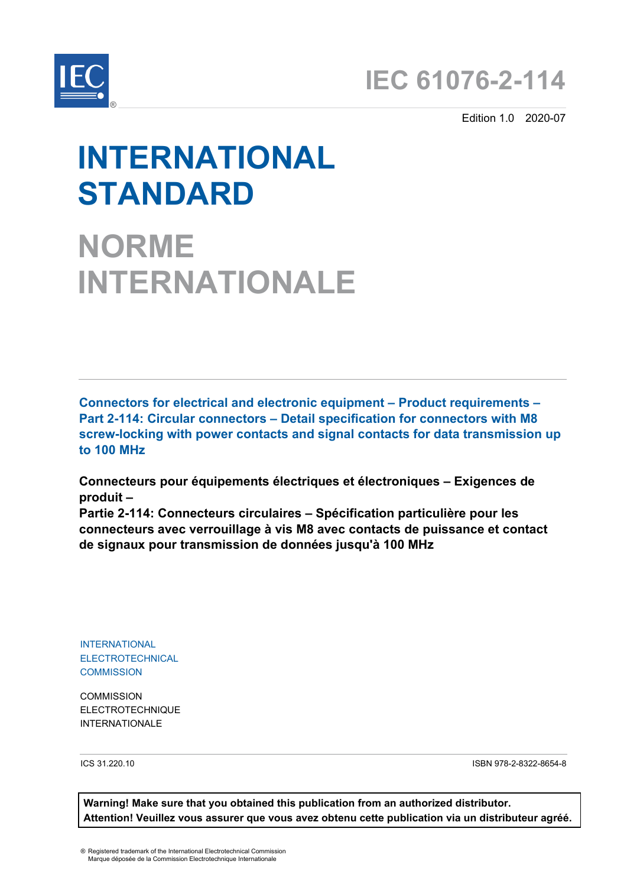IEC 61076-2-114

Edition 1.0 2020-07

# INTERNATIONAL STANDARD

# NORME INTERNATIONALE

**Connectors for electrical and electronic equipment – Product requirements – Part 2-114: Circular connectors – Detail specification for connectors with M8 screw-locking with power contacts and signal contacts for data transmission up to 100 MHz**

**Connecteurs pour équipements électriques et électroniques – Exigences de produit –
Partie 2-114: Connecteurs circulaires – Spécification particulière pour les connecteurs avec verrouillage à vis M8 avec contacts de puissance et contact de signaux pour transmission de données jusqu'à 100 MHz**

INTERNATIONAL
ELECTROTECHNICAL
COMMISSION

COMMISSION
ELECTROTECHNIQUE
INTERNATIONALE

ICS 31.220.10

ISBN 978-2-8322-8654-8

**Warning! Make sure that you obtained this publication from an authorized distributor.**
**Attention! Veuillez vous assurer que vous avez obtenu cette publication via un distributeur agréé.**

® Registered trademark of the International Electrotechnical Commission
Marque déposée de la Commission Electrotechnique Internationale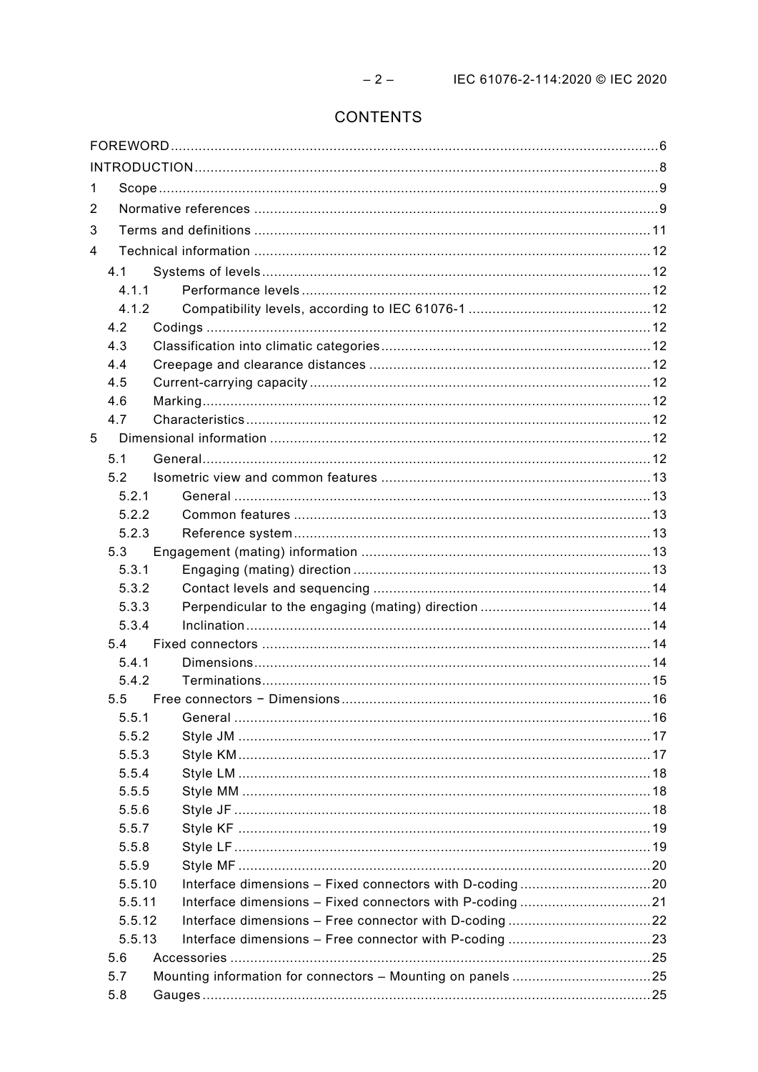# CONTENTS

FOREWORD .......... 6
INTRODUCTION .......... 8
1 Scope .......... 9
2 Normative references .......... 9
3 Terms and definitions .......... 11
4 Technical information .......... 12
  4.1 Systems of levels .......... 12
    4.1.1 Performance levels .......... 12
    4.1.2 Compatibility levels, according to IEC 61076-1 .......... 12
  4.2 Codings .......... 12
  4.3 Classification into climatic categories .......... 12
  4.4 Creepage and clearance distances .......... 12
  4.5 Current-carrying capacity .......... 12
  4.6 Marking .......... 12
  4.7 Characteristics .......... 12
5 Dimensional information .......... 12
  5.1 General .......... 12
  5.2 Isometric view and common features .......... 13
    5.2.1 General .......... 13
    5.2.2 Common features .......... 13
    5.2.3 Reference system .......... 13
  5.3 Engagement (mating) information .......... 13
    5.3.1 Engaging (mating) direction .......... 13
    5.3.2 Contact levels and sequencing .......... 14
    5.3.3 Perpendicular to the engaging (mating) direction .......... 14
    5.3.4 Inclination .......... 14
  5.4 Fixed connectors .......... 14
    5.4.1 Dimensions .......... 14
    5.4.2 Terminations .......... 15
  5.5 Free connectors − Dimensions .......... 16
    5.5.1 General .......... 16
    5.5.2 Style JM .......... 17
    5.5.3 Style KM .......... 17
    5.5.4 Style LM .......... 18
    5.5.5 Style MM .......... 18
    5.5.6 Style JF .......... 18
    5.5.7 Style KF .......... 19
    5.5.8 Style LF .......... 19
    5.5.9 Style MF .......... 20
    5.5.10 Interface dimensions – Fixed connectors with D-coding .......... 20
    5.5.11 Interface dimensions – Fixed connectors with P-coding .......... 21
    5.5.12 Interface dimensions – Free connector with D-coding .......... 22
    5.5.13 Interface dimensions – Free connector with P-coding .......... 23
  5.6 Accessories .......... 25
  5.7 Mounting information for connectors – Mounting on panels .......... 25
  5.8 Gauges .......... 25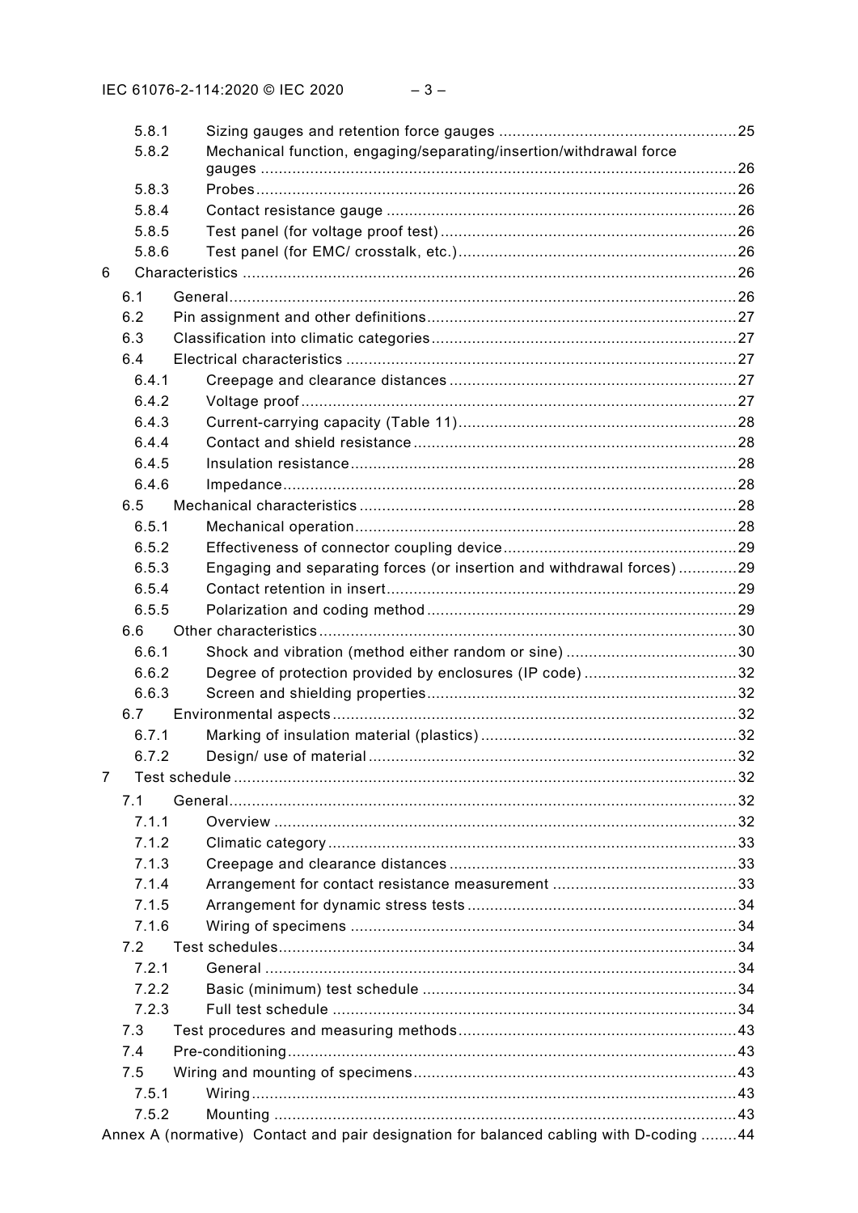5.8.1 Sizing gauges and retention force gauges ..................................................... 25
5.8.2 Mechanical function, engaging/separating/insertion/withdrawal force gauges .......................................................................................................... 26
5.8.3 Probes ........................................................................................................... 26
5.8.4 Contact resistance gauge .............................................................................. 26
5.8.5 Test panel (for voltage proof test) .................................................................. 26
5.8.6 Test panel (for EMC/ crosstalk, etc.) .............................................................. 26

6 Characteristics ............................................................................................................. 26
6.1 General ................................................................................................................ 26
6.2 Pin assignment and other definitions .................................................................... 27
6.3 Classification into climatic categories ................................................................... 27
6.4 Electrical characteristics ...................................................................................... 27
6.4.1 Creepage and clearance distances ................................................................ 27
6.4.2 Voltage proof ................................................................................................. 27
6.4.3 Current-carrying capacity (Table 11) .............................................................. 28
6.4.4 Contact and shield resistance ........................................................................ 28
6.4.5 Insulation resistance ...................................................................................... 28
6.4.6 Impedance ..................................................................................................... 28
6.5 Mechanical characteristics .................................................................................... 28
6.5.1 Mechanical operation ..................................................................................... 28
6.5.2 Effectiveness of connector coupling device .................................................... 29
6.5.3 Engaging and separating forces (or insertion and withdrawal forces) ............. 29
6.5.4 Contact retention in insert .............................................................................. 29
6.5.5 Polarization and coding method ..................................................................... 29
6.6 Other characteristics ............................................................................................ 30
6.6.1 Shock and vibration (method either random or sine) ...................................... 30
6.6.2 Degree of protection provided by enclosures (IP code) .................................. 32
6.6.3 Screen and shielding properties .................................................................... 32
6.7 Environmental aspects ......................................................................................... 32
6.7.1 Marking of insulation material (plastics) ......................................................... 32
6.7.2 Design/ use of material .................................................................................. 32

7 Test schedule ............................................................................................................... 32
7.1 General ................................................................................................................ 32
7.1.1 Overview ....................................................................................................... 32
7.1.2 Climatic category ........................................................................................... 33
7.1.3 Creepage and clearance distances ................................................................ 33
7.1.4 Arrangement for contact resistance measurement ......................................... 33
7.1.5 Arrangement for dynamic stress tests ............................................................ 34
7.1.6 Wiring of specimens ...................................................................................... 34
7.2 Test schedules ...................................................................................................... 34
7.2.1 General ......................................................................................................... 34
7.2.2 Basic (minimum) test schedule ...................................................................... 34
7.2.3 Full test schedule .......................................................................................... 34
7.3 Test procedures and measuring methods ............................................................. 43
7.4 Pre-conditioning ................................................................................................... 43
7.5 Wiring and mounting of specimens ....................................................................... 43
7.5.1 Wiring ............................................................................................................ 43
7.5.2 Mounting ....................................................................................................... 43

Annex A (normative) Contact and pair designation for balanced cabling with D-coding ........ 44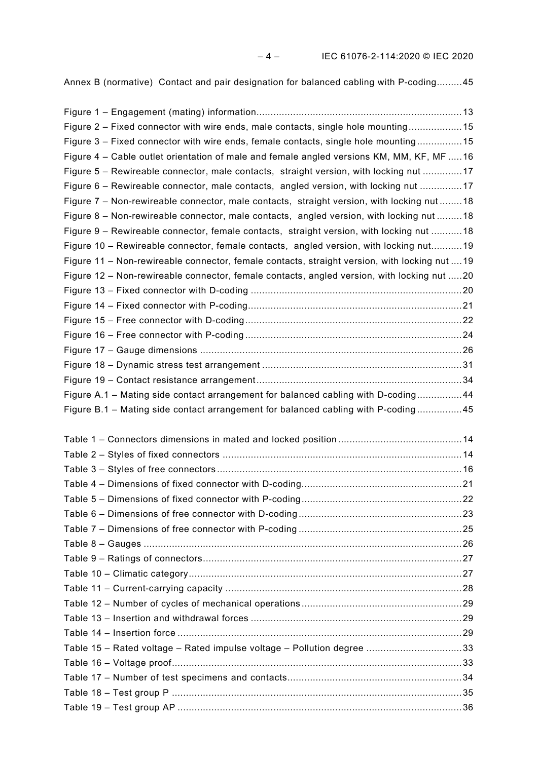Annex B (normative) Contact and pair designation for balanced cabling with P-coding.........45

Figure 1 – Engagement (mating) information........................................................................13
Figure 2 – Fixed connector with wire ends, male contacts, single hole mounting...................15
Figure 3 – Fixed connector with wire ends, female contacts, single hole mounting................15
Figure 4 – Cable outlet orientation of male and female angled versions KM, MM, KF, MF .....16
Figure 5 – Rewireable connector, male contacts, straight version, with locking nut ..............17
Figure 6 – Rewireable connector, male contacts, angled version, with locking nut ...............17
Figure 7 – Non-rewireable connector, male contacts, straight version, with locking nut ........18
Figure 8 – Non-rewireable connector, male contacts, angled version, with locking nut .........18
Figure 9 – Rewireable connector, female contacts, straight version, with locking nut ...........18
Figure 10 – Rewireable connector, female contacts, angled version, with locking nut...........19
Figure 11 – Non-rewireable connector, female contacts, straight version, with locking nut ....19
Figure 12 – Non-rewireable connector, female contacts, angled version, with locking nut .....20
Figure 13 – Fixed connector with D-coding ...........................................................................20
Figure 14 – Fixed connector with P-coding............................................................................21
Figure 15 – Free connector with D-coding.............................................................................22
Figure 16 – Free connector with P-coding.............................................................................24
Figure 17 – Gauge dimensions .............................................................................................26
Figure 18 – Dynamic stress test arrangement .......................................................................31
Figure 19 – Contact resistance arrangement.........................................................................34
Figure A.1 – Mating side contact arrangement for balanced cabling with D-coding................44
Figure B.1 – Mating side contact arrangement for balanced cabling with P-coding................45

Table 1 – Connectors dimensions in mated and locked position............................................14
Table 2 – Styles of fixed connectors .....................................................................................14
Table 3 – Styles of free connectors.......................................................................................16
Table 4 – Dimensions of fixed connector with D-coding.........................................................21
Table 5 – Dimensions of fixed connector with P-coding.........................................................22
Table 6 – Dimensions of free connector with D-coding..........................................................23
Table 7 – Dimensions of free connector with P-coding ..........................................................25
Table 8 – Gauges .................................................................................................................26
Table 9 – Ratings of connectors............................................................................................27
Table 10 – Climatic category.................................................................................................27
Table 11 – Current-carrying capacity ....................................................................................28
Table 12 – Number of cycles of mechanical operations.........................................................29
Table 13 – Insertion and withdrawal forces ...........................................................................29
Table 14 – Insertion force .....................................................................................................29
Table 15 – Rated voltage – Rated impulse voltage – Pollution degree ..................................33
Table 16 – Voltage proof.......................................................................................................33
Table 17 – Number of test specimens and contacts..............................................................34
Table 18 – Test group P .......................................................................................................35
Table 19 – Test group AP .....................................................................................................36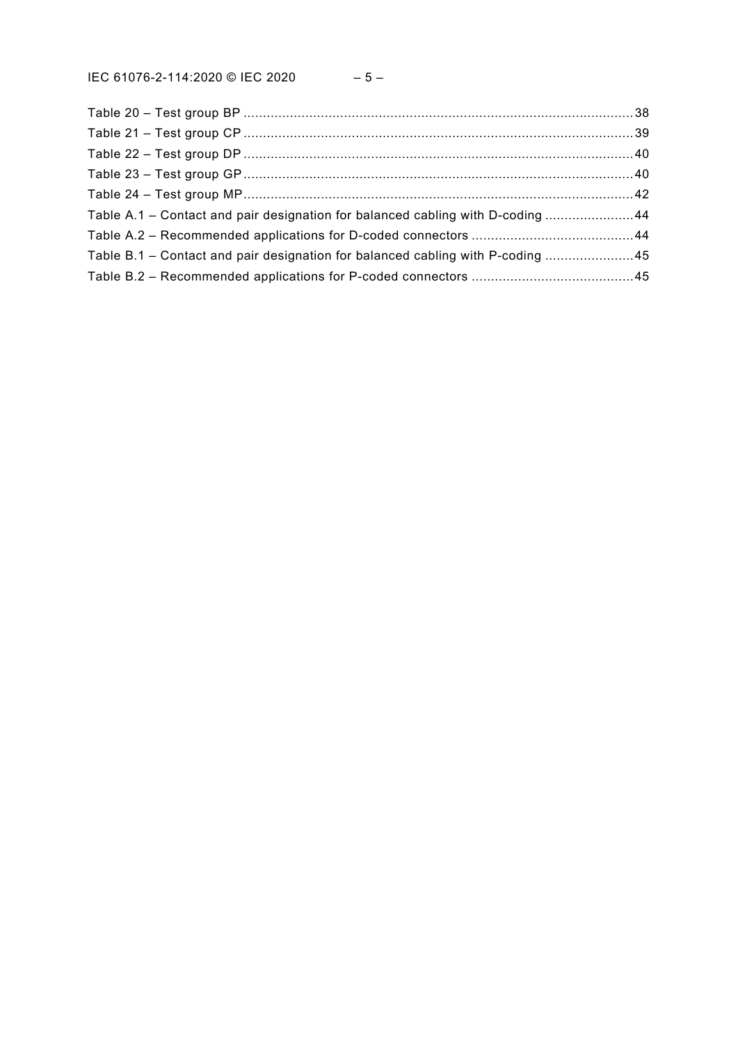Table 20 – Test group BP ....................................................................................................38
Table 21 – Test group CP ....................................................................................................39
Table 22 – Test group DP ....................................................................................................40
Table 23 – Test group GP ....................................................................................................40
Table 24 – Test group MP ....................................................................................................42
Table A.1 – Contact and pair designation for balanced cabling with D-coding .......................44
Table A.2 – Recommended applications for D-coded connectors ..........................................44
Table B.1 – Contact and pair designation for balanced cabling with P-coding .......................45
Table B.2 – Recommended applications for P-coded connectors ..........................................45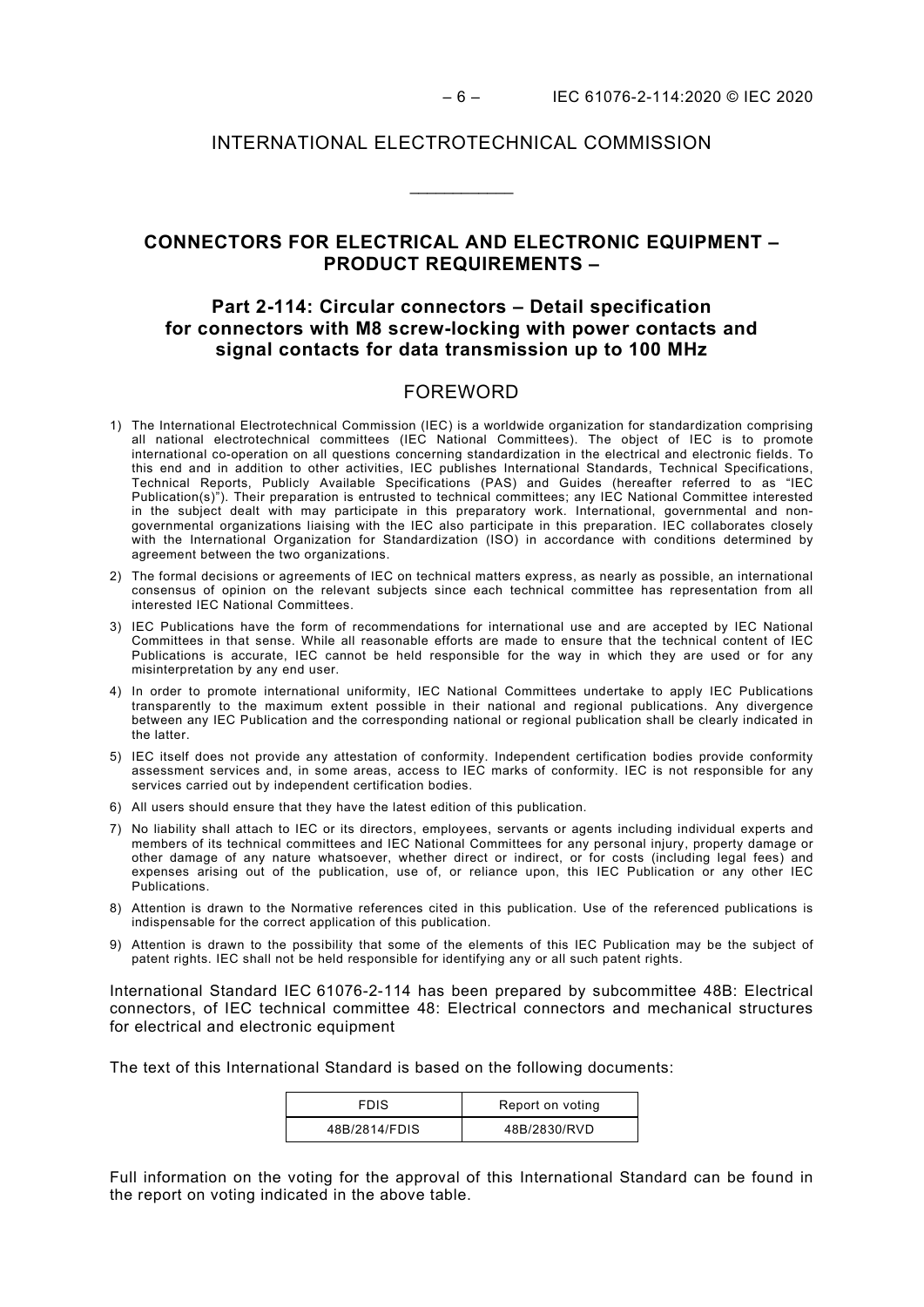# INTERNATIONAL ELECTROTECHNICAL COMMISSION

\_\_\_\_\_\_\_\_\_\_\_\_

## CONNECTORS FOR ELECTRICAL AND ELECTRONIC EQUIPMENT – PRODUCT REQUIREMENTS –

## Part 2-114: Circular connectors – Detail specification for connectors with M8 screw-locking with power contacts and signal contacts for data transmission up to 100 MHz

## FOREWORD

1) The International Electrotechnical Commission (IEC) is a worldwide organization for standardization comprising all national electrotechnical committees (IEC National Committees). The object of IEC is to promote international co-operation on all questions concerning standardization in the electrical and electronic fields. To this end and in addition to other activities, IEC publishes International Standards, Technical Specifications, Technical Reports, Publicly Available Specifications (PAS) and Guides (hereafter referred to as "IEC Publication(s)"). Their preparation is entrusted to technical committees; any IEC National Committee interested in the subject dealt with may participate in this preparatory work. International, governmental and non-governmental organizations liaising with the IEC also participate in this preparation. IEC collaborates closely with the International Organization for Standardization (ISO) in accordance with conditions determined by agreement between the two organizations.
2) The formal decisions or agreements of IEC on technical matters express, as nearly as possible, an international consensus of opinion on the relevant subjects since each technical committee has representation from all interested IEC National Committees.
3) IEC Publications have the form of recommendations for international use and are accepted by IEC National Committees in that sense. While all reasonable efforts are made to ensure that the technical content of IEC Publications is accurate, IEC cannot be held responsible for the way in which they are used or for any misinterpretation by any end user.
4) In order to promote international uniformity, IEC National Committees undertake to apply IEC Publications transparently to the maximum extent possible in their national and regional publications. Any divergence between any IEC Publication and the corresponding national or regional publication shall be clearly indicated in the latter.
5) IEC itself does not provide any attestation of conformity. Independent certification bodies provide conformity assessment services and, in some areas, access to IEC marks of conformity. IEC is not responsible for any services carried out by independent certification bodies.
6) All users should ensure that they have the latest edition of this publication.
7) No liability shall attach to IEC or its directors, employees, servants or agents including individual experts and members of its technical committees and IEC National Committees for any personal injury, property damage or other damage of any nature whatsoever, whether direct or indirect, or for costs (including legal fees) and expenses arising out of the publication, use of, or reliance upon, this IEC Publication or any other IEC Publications.
8) Attention is drawn to the Normative references cited in this publication. Use of the referenced publications is indispensable for the correct application of this publication.
9) Attention is drawn to the possibility that some of the elements of this IEC Publication may be the subject of patent rights. IEC shall not be held responsible for identifying any or all such patent rights.

International Standard IEC 61076-2-114 has been prepared by subcommittee 48B: Electrical connectors, of IEC technical committee 48: Electrical connectors and mechanical structures for electrical and electronic equipment

The text of this International Standard is based on the following documents:

| FDIS | Report on voting |
|---|---|
| 48B/2814/FDIS | 48B/2830/RVD |

Full information on the voting for the approval of this International Standard can be found in the report on voting indicated in the above table.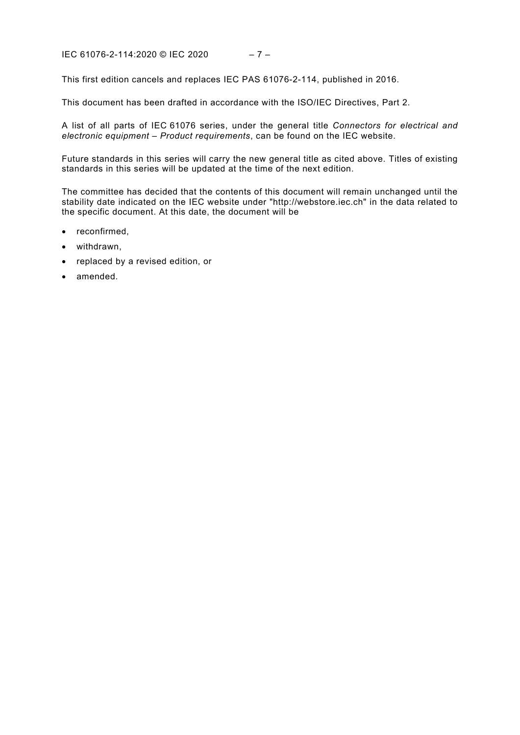This first edition cancels and replaces IEC PAS 61076-2-114, published in 2016.

This document has been drafted in accordance with the ISO/IEC Directives, Part 2.

A list of all parts of IEC 61076 series, under the general title *Connectors for electrical and electronic equipment – Product requirements*, can be found on the IEC website.

Future standards in this series will carry the new general title as cited above. Titles of existing standards in this series will be updated at the time of the next edition.

The committee has decided that the contents of this document will remain unchanged until the stability date indicated on the IEC website under "http://webstore.iec.ch" in the data related to the specific document. At this date, the document will be

- reconfirmed,
- withdrawn,
- replaced by a revised edition, or
- amended.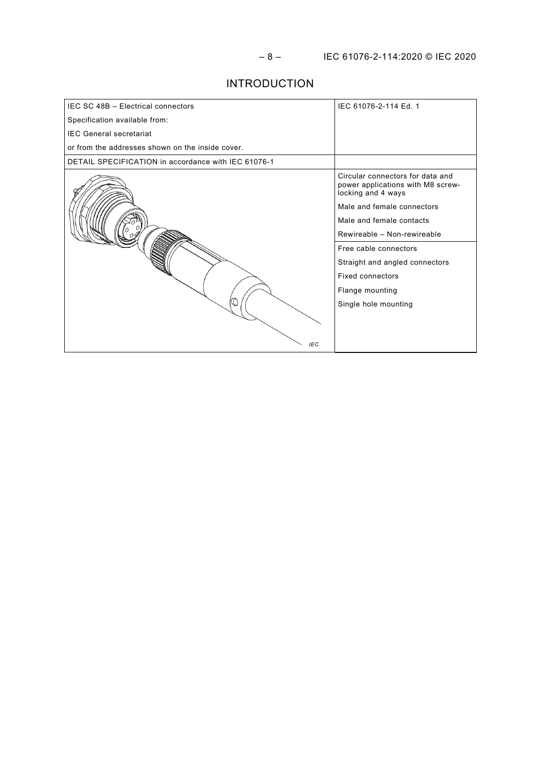# INTRODUCTION

| IEC SC 48B – Electrical connectors<br>Specification available from:<br>IEC General secretariat<br>or from the addresses shown on the inside cover. | IEC 61076-2-114 Ed. 1 |
|---|---|
| DETAIL SPECIFICATION in accordance with IEC 61076-1 | |
| IEC | Circular connectors for data and power applications with M8 screw-locking and 4 ways<br>Male and female connectors<br>Male and female contacts<br>Rewireable – Non-rewireable<br>Free cable connectors<br>Straight and angled connectors<br>Fixed connectors<br>Flange mounting<br>Single hole mounting |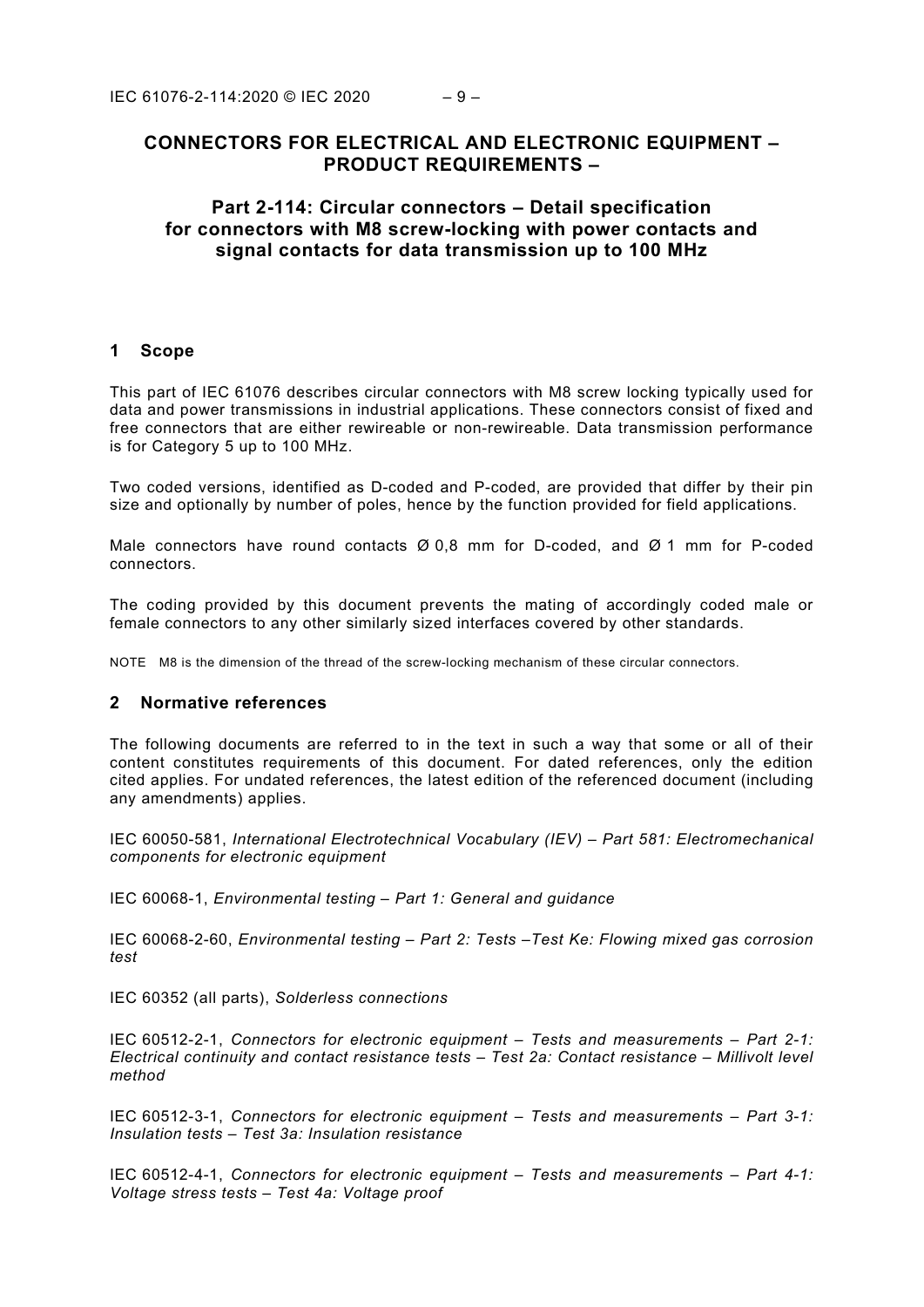# CONNECTORS FOR ELECTRICAL AND ELECTRONIC EQUIPMENT – PRODUCT REQUIREMENTS –

## Part 2-114: Circular connectors – Detail specification for connectors with M8 screw-locking with power contacts and signal contacts for data transmission up to 100 MHz

## 1 Scope

This part of IEC 61076 describes circular connectors with M8 screw locking typically used for data and power transmissions in industrial applications. These connectors consist of fixed and free connectors that are either rewireable or non-rewireable. Data transmission performance is for Category 5 up to 100 MHz.

Two coded versions, identified as D-coded and P-coded, are provided that differ by their pin size and optionally by number of poles, hence by the function provided for field applications.

Male connectors have round contacts Ø 0,8 mm for D-coded, and Ø 1 mm for P-coded connectors.

The coding provided by this document prevents the mating of accordingly coded male or female connectors to any other similarly sized interfaces covered by other standards.

NOTE M8 is the dimension of the thread of the screw-locking mechanism of these circular connectors.

## 2 Normative references

The following documents are referred to in the text in such a way that some or all of their content constitutes requirements of this document. For dated references, only the edition cited applies. For undated references, the latest edition of the referenced document (including any amendments) applies.

IEC 60050-581, *International Electrotechnical Vocabulary (IEV) – Part 581: Electromechanical components for electronic equipment*

IEC 60068-1, *Environmental testing – Part 1: General and guidance*

IEC 60068-2-60, *Environmental testing – Part 2: Tests –Test Ke: Flowing mixed gas corrosion test*

IEC 60352 (all parts), *Solderless connections*

IEC 60512-2-1, *Connectors for electronic equipment – Tests and measurements – Part 2-1: Electrical continuity and contact resistance tests – Test 2a: Contact resistance – Millivolt level method*

IEC 60512-3-1, *Connectors for electronic equipment – Tests and measurements – Part 3-1: Insulation tests – Test 3a: Insulation resistance*

IEC 60512-4-1, *Connectors for electronic equipment – Tests and measurements – Part 4-1: Voltage stress tests – Test 4a: Voltage proof*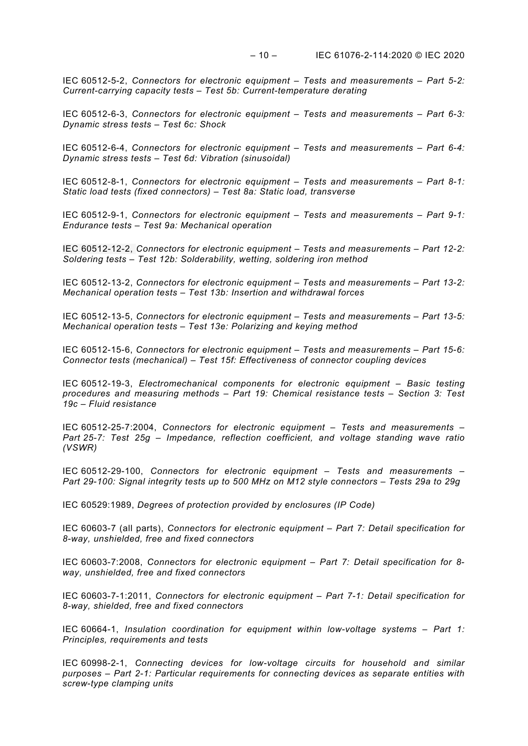IEC 60512-5-2, *Connectors for electronic equipment – Tests and measurements – Part 5-2: Current-carrying capacity tests – Test 5b: Current-temperature derating*

IEC 60512-6-3, *Connectors for electronic equipment – Tests and measurements – Part 6-3: Dynamic stress tests – Test 6c: Shock*

IEC 60512-6-4, *Connectors for electronic equipment – Tests and measurements – Part 6-4: Dynamic stress tests – Test 6d: Vibration (sinusoidal)*

IEC 60512-8-1, *Connectors for electronic equipment – Tests and measurements – Part 8-1: Static load tests (fixed connectors) – Test 8a: Static load, transverse*

IEC 60512-9-1, *Connectors for electronic equipment – Tests and measurements – Part 9-1: Endurance tests – Test 9a: Mechanical operation*

IEC 60512-12-2, *Connectors for electronic equipment – Tests and measurements – Part 12-2: Soldering tests – Test 12b: Solderability, wetting, soldering iron method*

IEC 60512-13-2, *Connectors for electronic equipment – Tests and measurements – Part 13-2: Mechanical operation tests – Test 13b: Insertion and withdrawal forces*

IEC 60512-13-5, *Connectors for electronic equipment – Tests and measurements – Part 13-5: Mechanical operation tests – Test 13e: Polarizing and keying method*

IEC 60512-15-6, *Connectors for electronic equipment – Tests and measurements – Part 15-6: Connector tests (mechanical) – Test 15f: Effectiveness of connector coupling devices*

IEC 60512-19-3, *Electromechanical components for electronic equipment – Basic testing procedures and measuring methods – Part 19: Chemical resistance tests – Section 3: Test 19c – Fluid resistance*

IEC 60512-25-7:2004, *Connectors for electronic equipment – Tests and measurements – Part 25-7: Test 25g – Impedance, reflection coefficient, and voltage standing wave ratio (VSWR)*

IEC 60512-29-100, *Connectors for electronic equipment – Tests and measurements – Part 29-100: Signal integrity tests up to 500 MHz on M12 style connectors – Tests 29a to 29g*

IEC 60529:1989, *Degrees of protection provided by enclosures (IP Code)*

IEC 60603-7 (all parts), *Connectors for electronic equipment – Part 7: Detail specification for 8-way, unshielded, free and fixed connectors*

IEC 60603-7:2008, *Connectors for electronic equipment – Part 7: Detail specification for 8-way, unshielded, free and fixed connectors*

IEC 60603-7-1:2011, *Connectors for electronic equipment – Part 7-1: Detail specification for 8-way, shielded, free and fixed connectors*

IEC 60664-1, *Insulation coordination for equipment within low-voltage systems – Part 1: Principles, requirements and tests*

IEC 60998-2-1, *Connecting devices for low-voltage circuits for household and similar purposes – Part 2-1: Particular requirements for connecting devices as separate entities with screw-type clamping units*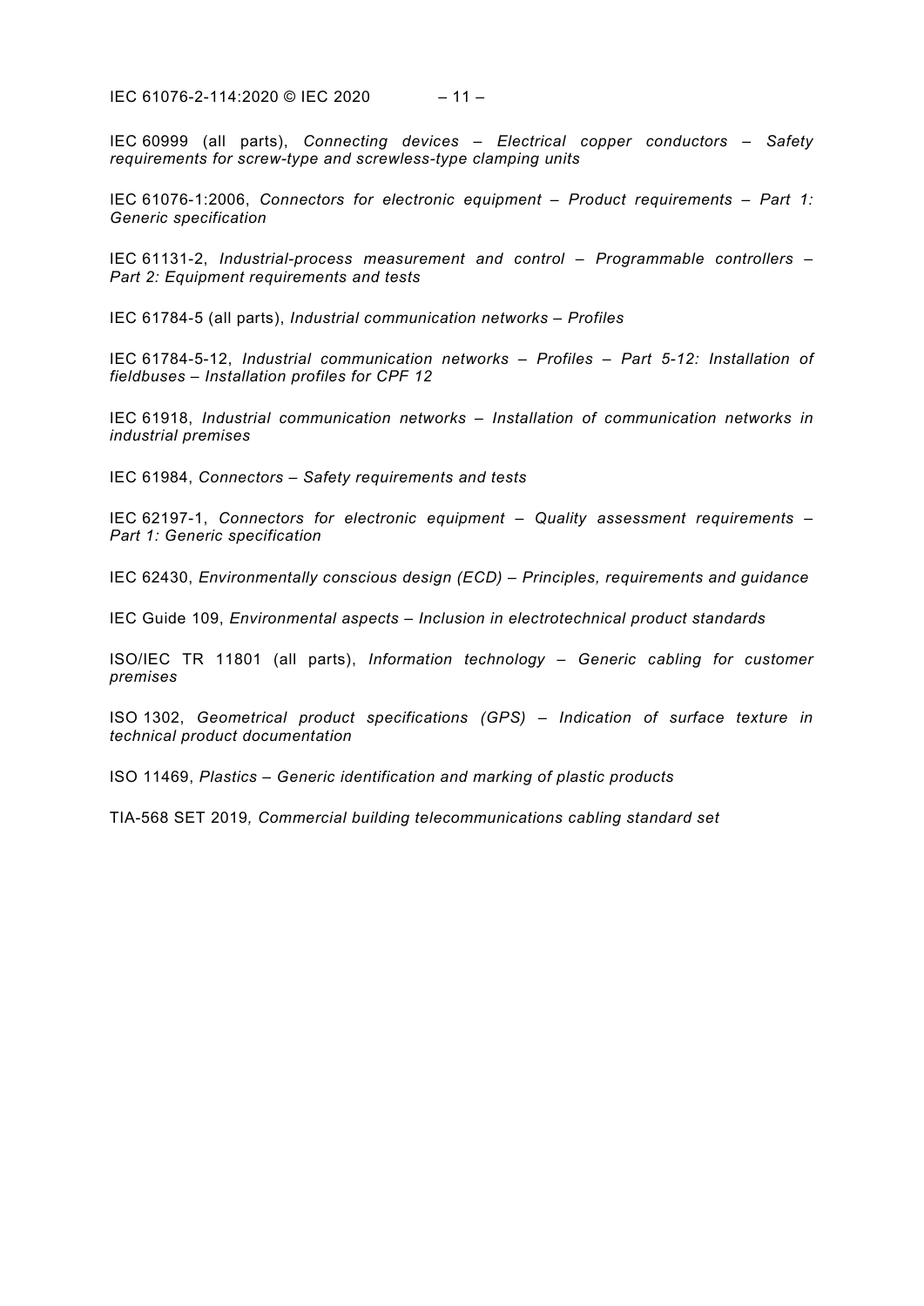IEC 60999 (all parts), *Connecting devices – Electrical copper conductors – Safety requirements for screw-type and screwless-type clamping units*

IEC 61076-1:2006, *Connectors for electronic equipment – Product requirements – Part 1: Generic specification*

IEC 61131-2, *Industrial-process measurement and control – Programmable controllers – Part 2: Equipment requirements and tests*

IEC 61784-5 (all parts), *Industrial communication networks – Profiles*

IEC 61784-5-12, *Industrial communication networks – Profiles – Part 5-12: Installation of fieldbuses – Installation profiles for CPF 12*

IEC 61918, *Industrial communication networks – Installation of communication networks in industrial premises*

IEC 61984, *Connectors – Safety requirements and tests*

IEC 62197-1, *Connectors for electronic equipment – Quality assessment requirements – Part 1: Generic specification*

IEC 62430, *Environmentally conscious design (ECD) – Principles, requirements and guidance*

IEC Guide 109, *Environmental aspects – Inclusion in electrotechnical product standards*

ISO/IEC TR 11801 (all parts), *Information technology – Generic cabling for customer premises*

ISO 1302, *Geometrical product specifications (GPS) – Indication of surface texture in technical product documentation*

ISO 11469, *Plastics – Generic identification and marking of plastic products*

TIA-568 SET 2019*, Commercial building telecommunications cabling standard set*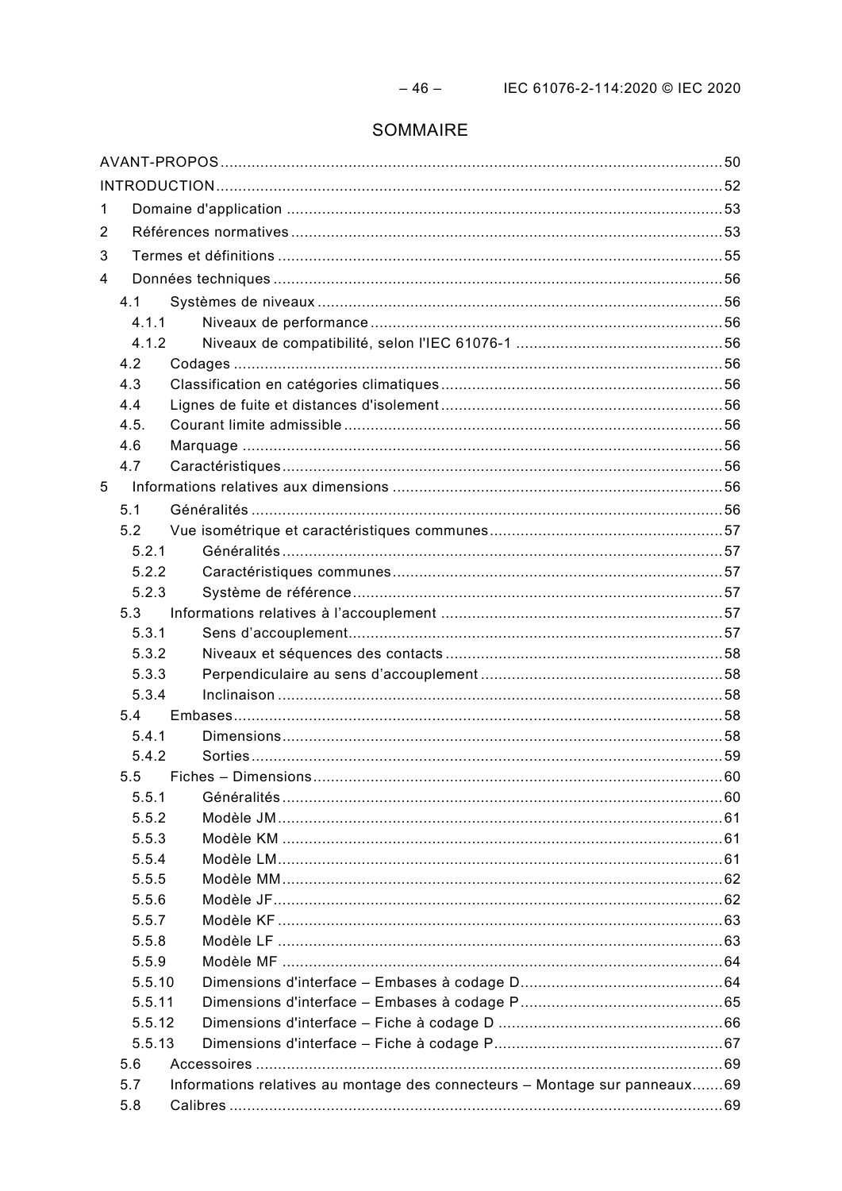# SOMMAIRE

AVANT-PROPOS ........................................................................................................ 50

INTRODUCTION ........................................................................................................ 52

1 Domaine d'application ........................................................................................ 53

2 Références normatives ........................................................................................ 53

3 Termes et définitions .......................................................................................... 55

4 Données techniques ............................................................................................ 56

4.1 Systèmes de niveaux ...................................................................................... 56

4.1.1 Niveaux de performance ............................................................................ 56

4.1.2 Niveaux de compatibilité, selon l'IEC 61076-1 .......................................... 56

4.2 Codages ........................................................................................................ 56

4.3 Classification en catégories climatiques ........................................................ 56

4.4 Lignes de fuite et distances d'isolement ......................................................... 56

4.5. Courant limite admissible .............................................................................. 56

4.6 Marquage ....................................................................................................... 56

4.7 Caractéristiques ............................................................................................. 56

5 Informations relatives aux dimensions .................................................................. 56

5.1 Généralités ..................................................................................................... 56

5.2 Vue isométrique et caractéristiques communes ............................................... 57

5.2.1 Généralités ................................................................................................. 57

5.2.2 Caractéristiques communes ........................................................................ 57

5.2.3 Système de référence ................................................................................. 57

5.3 Informations relatives à l'accouplement ........................................................... 57

5.3.1 Sens d'accouplement ................................................................................... 57

5.3.2 Niveaux et séquences des contacts ............................................................. 58

5.3.3 Perpendiculaire au sens d'accouplement ...................................................... 58

5.3.4 Inclinaison .................................................................................................. 58

5.4 Embases ......................................................................................................... 58

5.4.1 Dimensions ................................................................................................. 58

5.4.2 Sorties ........................................................................................................ 59

5.5 Fiches – Dimensions ....................................................................................... 60

5.5.1 Généralités ................................................................................................. 60

5.5.2 Modèle JM .................................................................................................. 61

5.5.3 Modèle KM .................................................................................................. 61

5.5.4 Modèle LM .................................................................................................. 61

5.5.5 Modèle MM ................................................................................................. 62

5.5.6 Modèle JF ................................................................................................... 62

5.5.7 Modèle KF ................................................................................................... 63

5.5.8 Modèle LF ................................................................................................... 63

5.5.9 Modèle MF .................................................................................................. 64

5.5.10 Dimensions d'interface – Embases à codage D ........................................... 64

5.5.11 Dimensions d'interface – Embases à codage P ........................................... 65

5.5.12 Dimensions d'interface – Fiche à codage D ................................................. 66

5.5.13 Dimensions d'interface – Fiche à codage P ................................................. 67

5.6 Accessoires .................................................................................................... 69

5.7 Informations relatives au montage des connecteurs – Montage sur panneaux ....... 69

5.8 Calibres .......................................................................................................... 69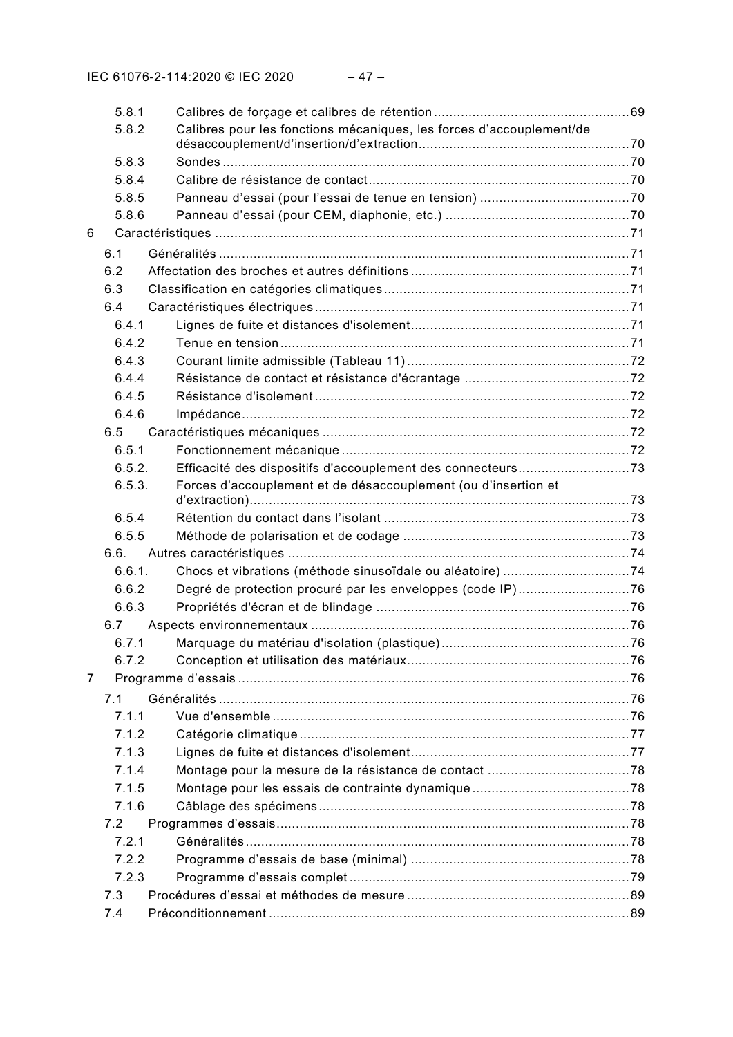5.8.1 Calibres de forçage et calibres de rétention ... 69
5.8.2 Calibres pour les fonctions mécaniques, les forces d'accouplement/de désaccouplement/d'insertion/d'extraction ... 70
5.8.3 Sondes ... 70
5.8.4 Calibre de résistance de contact ... 70
5.8.5 Panneau d'essai (pour l'essai de tenue en tension) ... 70
5.8.6 Panneau d'essai (pour CEM, diaphonie, etc.) ... 70

6 Caractéristiques ... 71

6.1 Généralités ... 71
6.2 Affectation des broches et autres définitions ... 71
6.3 Classification en catégories climatiques ... 71
6.4 Caractéristiques électriques ... 71
6.4.1 Lignes de fuite et distances d'isolement ... 71
6.4.2 Tenue en tension ... 71
6.4.3 Courant limite admissible (Tableau 11) ... 72
6.4.4 Résistance de contact et résistance d'écrantage ... 72
6.4.5 Résistance d'isolement ... 72
6.4.6 Impédance ... 72
6.5 Caractéristiques mécaniques ... 72
6.5.1 Fonctionnement mécanique ... 72
6.5.2. Efficacité des dispositifs d'accouplement des connecteurs ... 73
6.5.3. Forces d'accouplement et de désaccouplement (ou d'insertion et d'extraction) ... 73
6.5.4 Rétention du contact dans l'isolant ... 73
6.5.5 Méthode de polarisation et de codage ... 73
6.6. Autres caractéristiques ... 74
6.6.1. Chocs et vibrations (méthode sinusoïdale ou aléatoire) ... 74
6.6.2 Degré de protection procuré par les enveloppes (code IP) ... 76
6.6.3 Propriétés d'écran et de blindage ... 76
6.7 Aspects environnementaux ... 76
6.7.1 Marquage du matériau d'isolation (plastique) ... 76
6.7.2 Conception et utilisation des matériaux ... 76

7 Programme d'essais ... 76

7.1 Généralités ... 76
7.1.1 Vue d'ensemble ... 76
7.1.2 Catégorie climatique ... 77
7.1.3 Lignes de fuite et distances d'isolement ... 77
7.1.4 Montage pour la mesure de la résistance de contact ... 78
7.1.5 Montage pour les essais de contrainte dynamique ... 78
7.1.6 Câblage des spécimens ... 78
7.2 Programmes d'essais ... 78
7.2.1 Généralités ... 78
7.2.2 Programme d'essais de base (minimal) ... 78
7.2.3 Programme d'essais complet ... 79
7.3 Procédures d'essai et méthodes de mesure ... 89
7.4 Préconditionnement ... 89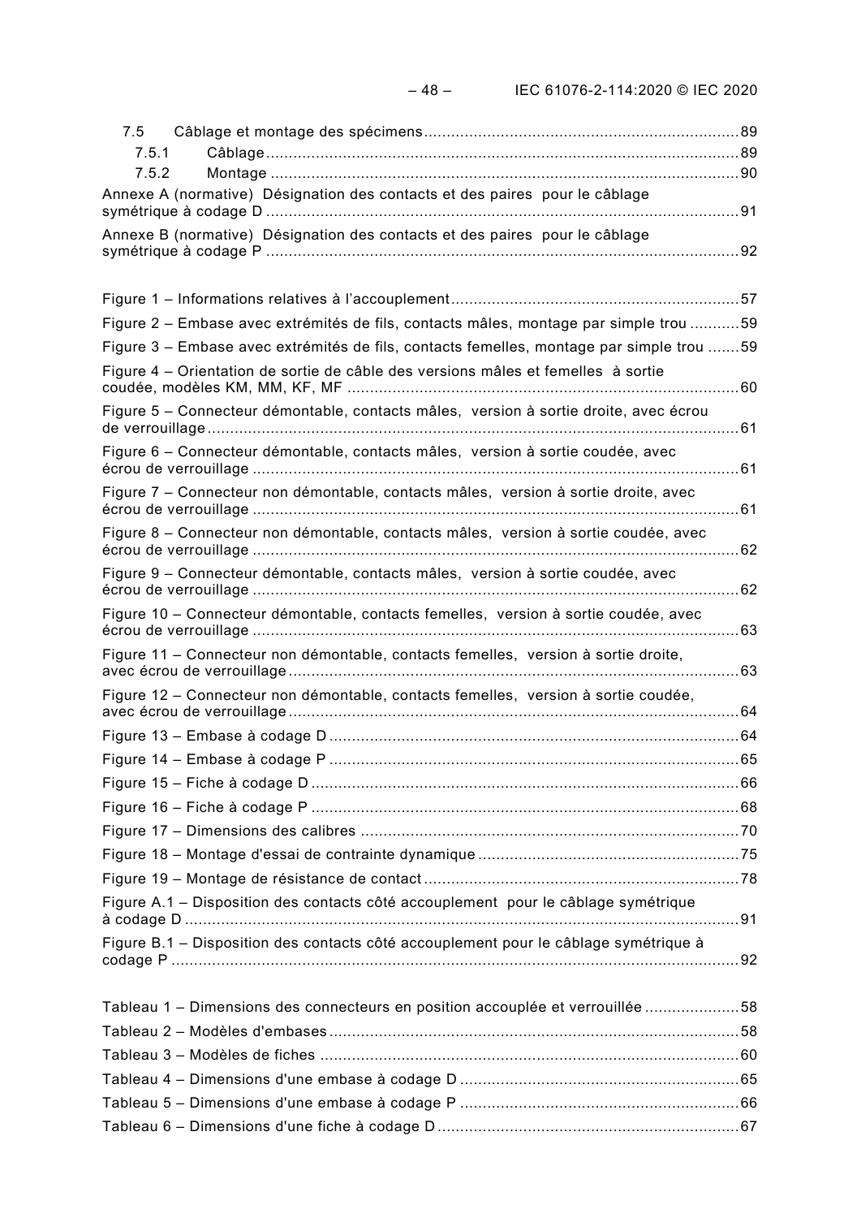7.5 Câblage et montage des spécimens ....................................................................... 89

7.5.1 Câblage ........................................................................................................ 89

7.5.2 Montage ....................................................................................................... 90

Annexe A (normative) Désignation des contacts et des paires pour le câblage symétrique à codage D .............................................................................................................. 91

Annexe B (normative) Désignation des contacts et des paires pour le câblage symétrique à codage P .............................................................................................................. 92

Figure 1 – Informations relatives à l'accouplement ........................................................... 57

Figure 2 – Embase avec extrémités de fils, contacts mâles, montage par simple trou ........... 59

Figure 3 – Embase avec extrémités de fils, contacts femelles, montage par simple trou ....... 59

Figure 4 – Orientation de sortie de câble des versions mâles et femelles à sortie coudée, modèles KM, MM, KF, MF ...................................................................................... 60

Figure 5 – Connecteur démontable, contacts mâles, version à sortie droite, avec écrou de verrouillage ....................................................................................................... 61

Figure 6 – Connecteur démontable, contacts mâles, version à sortie coudée, avec écrou de verrouillage ....................................................................................................... 61

Figure 7 – Connecteur non démontable, contacts mâles, version à sortie droite, avec écrou de verrouillage ....................................................................................................... 61

Figure 8 – Connecteur non démontable, contacts mâles, version à sortie coudée, avec écrou de verrouillage ....................................................................................................... 62

Figure 9 – Connecteur démontable, contacts mâles, version à sortie coudée, avec écrou de verrouillage ....................................................................................................... 62

Figure 10 – Connecteur démontable, contacts femelles, version à sortie coudée, avec écrou de verrouillage ....................................................................................................... 63

Figure 11 – Connecteur non démontable, contacts femelles, version à sortie droite, avec écrou de verrouillage ................................................................................................ 63

Figure 12 – Connecteur non démontable, contacts femelles, version à sortie coudée, avec écrou de verrouillage ................................................................................................ 64

Figure 13 – Embase à codage D ...................................................................................... 64

Figure 14 – Embase à codage P ...................................................................................... 65

Figure 15 – Fiche à codage D .......................................................................................... 66

Figure 16 – Fiche à codage P .......................................................................................... 68

Figure 17 – Dimensions des calibres ............................................................................... 70

Figure 18 – Montage d'essai de contrainte dynamique ...................................................... 75

Figure 19 – Montage de résistance de contact .................................................................. 78

Figure A.1 – Disposition des contacts côté accouplement pour le câblage symétrique à codage D ...................................................................................................................... 91

Figure B.1 – Disposition des contacts côté accouplement pour le câblage symétrique à codage P ...................................................................................................................... 92

Tableau 1 – Dimensions des connecteurs en position accouplée et verrouillée ..................... 58

Tableau 2 – Modèles d'embases ...................................................................................... 58

Tableau 3 – Modèles de fiches ........................................................................................ 60

Tableau 4 – Dimensions d'une embase à codage D .......................................................... 65

Tableau 5 – Dimensions d'une embase à codage P .......................................................... 66

Tableau 6 – Dimensions d'une fiche à codage D ............................................................... 67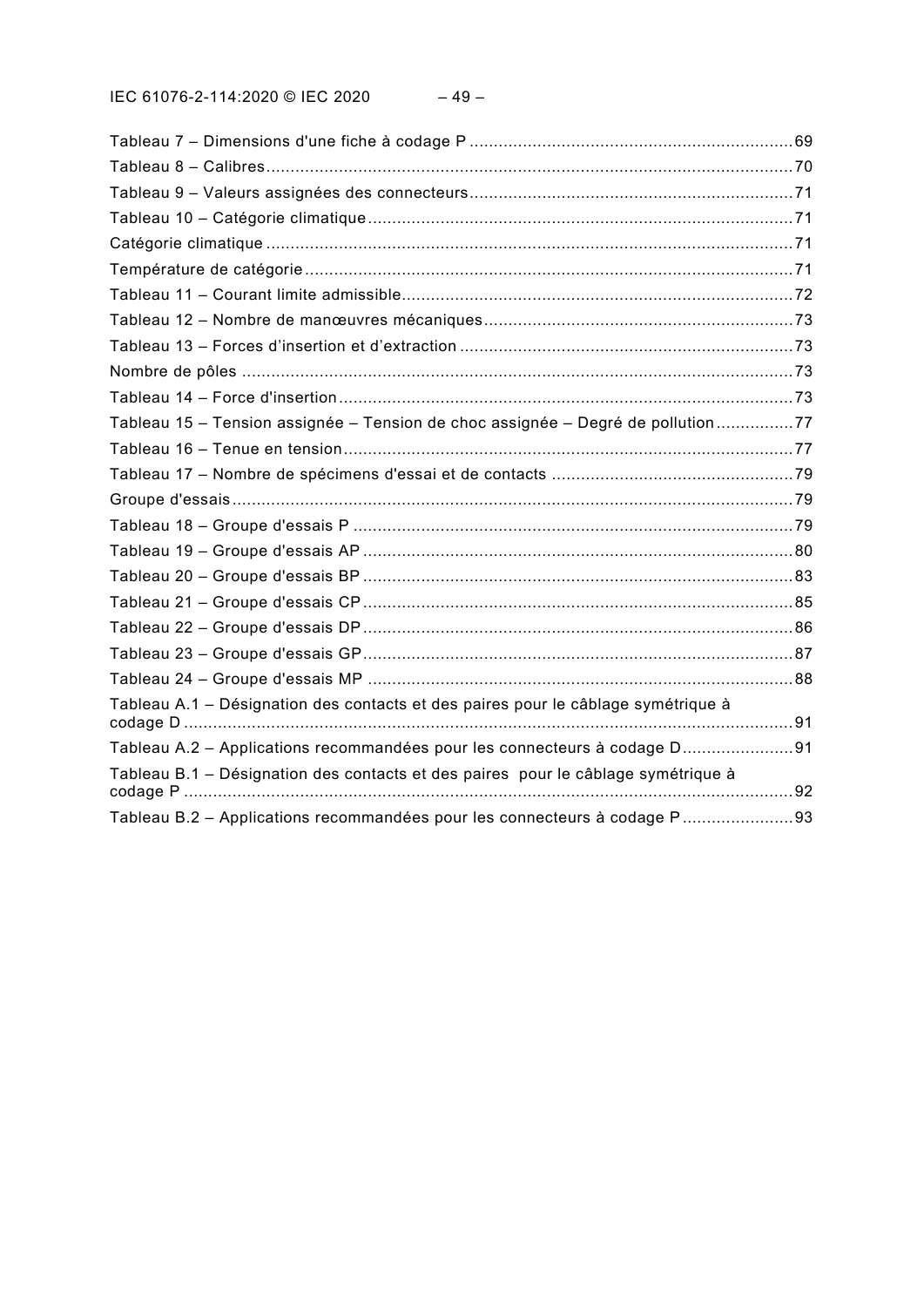Tableau 7 – Dimensions d'une fiche à codage P ....................................................................69

Tableau 8 – Calibres....................................................................................................................70

Tableau 9 – Valeurs assignées des connecteurs.......................................................................71

Tableau 10 – Catégorie climatique.............................................................................................71

Catégorie climatique ....................................................................................................................71

Température de catégorie............................................................................................................71

Tableau 11 – Courant limite admissible......................................................................................72

Tableau 12 – Nombre de manœuvres mécaniques....................................................................73

Tableau 13 – Forces d'insertion et d'extraction .........................................................................73

Nombre de pôles ...........................................................................................................................73

Tableau 14 – Force d'insertion.....................................................................................................73

Tableau 15 – Tension assignée – Tension de choc assignée – Degré de pollution................77

Tableau 16 – Tenue en tension.....................................................................................................77

Tableau 17 – Nombre de spécimens d'essai et de contacts .....................................................79

Groupe d'essais.............................................................................................................................79

Tableau 18 – Groupe d'essais P ..................................................................................................79

Tableau 19 – Groupe d'essais AP ................................................................................................80

Tableau 20 – Groupe d'essais BP ................................................................................................83

Tableau 21 – Groupe d'essais CP ................................................................................................85

Tableau 22 – Groupe d'essais DP ................................................................................................86

Tableau 23 – Groupe d'essais GP.................................................................................................87

Tableau 24 – Groupe d'essais MP ................................................................................................88

Tableau A.1 – Désignation des contacts et des paires pour le câblage symétrique à codage D ...............................................................................................................................91

Tableau A.2 – Applications recommandées pour les connecteurs à codage D.......................91

Tableau B.1 – Désignation des contacts et des paires pour le câblage symétrique à codage P ...............................................................................................................................92

Tableau B.2 – Applications recommandées pour les connecteurs à codage P .......................93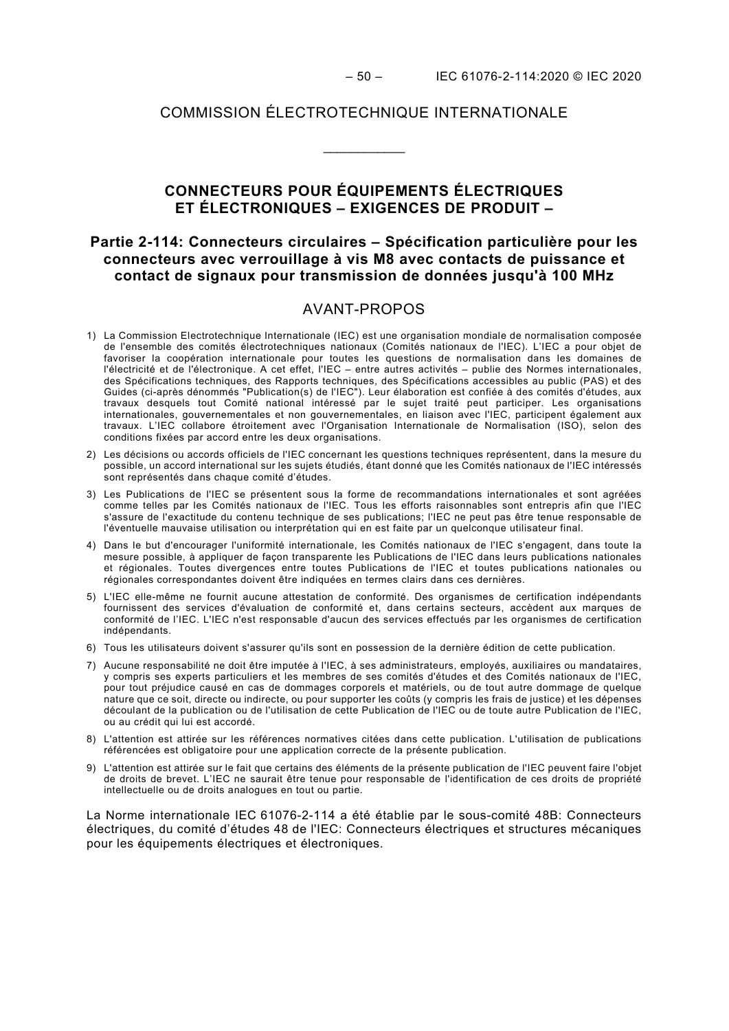COMMISSION ÉLECTROTECHNIQUE INTERNATIONALE

___________

# CONNECTEURS POUR ÉQUIPEMENTS ÉLECTRIQUES ET ÉLECTRONIQUES – EXIGENCES DE PRODUIT –

## Partie 2-114: Connecteurs circulaires – Spécification particulière pour les connecteurs avec verrouillage à vis M8 avec contacts de puissance et contact de signaux pour transmission de données jusqu'à 100 MHz

## AVANT-PROPOS

1) La Commission Electrotechnique Internationale (IEC) est une organisation mondiale de normalisation composée de l'ensemble des comités électrotechniques nationaux (Comités nationaux de l'IEC). L'IEC a pour objet de favoriser la coopération internationale pour toutes les questions de normalisation dans les domaines de l'électricité et de l'électronique. A cet effet, l'IEC – entre autres activités – publie des Normes internationales, des Spécifications techniques, des Rapports techniques, des Spécifications accessibles au public (PAS) et des Guides (ci-après dénommés "Publication(s) de l'IEC"). Leur élaboration est confiée à des comités d'études, aux travaux desquels tout Comité national intéressé par le sujet traité peut participer. Les organisations internationales, gouvernementales et non gouvernementales, en liaison avec l'IEC, participent également aux travaux. L'IEC collabore étroitement avec l'Organisation Internationale de Normalisation (ISO), selon des conditions fixées par accord entre les deux organisations.
2) Les décisions ou accords officiels de l'IEC concernant les questions techniques représentent, dans la mesure du possible, un accord international sur les sujets étudiés, étant donné que les Comités nationaux de l'IEC intéressés sont représentés dans chaque comité d'études.
3) Les Publications de l'IEC se présentent sous la forme de recommandations internationales et sont agréées comme telles par les Comités nationaux de l'IEC. Tous les efforts raisonnables sont entrepris afin que l'IEC s'assure de l'exactitude du contenu technique de ses publications; l'IEC ne peut pas être tenue responsable de l'éventuelle mauvaise utilisation ou interprétation qui en est faite par un quelconque utilisateur final.
4) Dans le but d'encourager l'uniformité internationale, les Comités nationaux de l'IEC s'engagent, dans toute la mesure possible, à appliquer de façon transparente les Publications de l'IEC dans leurs publications nationales et régionales. Toutes divergences entre toutes Publications de l'IEC et toutes publications nationales ou régionales correspondantes doivent être indiquées en termes clairs dans ces dernières.
5) L'IEC elle-même ne fournit aucune attestation de conformité. Des organismes de certification indépendants fournissent des services d'évaluation de conformité et, dans certains secteurs, accèdent aux marques de conformité de l'IEC. L'IEC n'est responsable d'aucun des services effectués par les organismes de certification indépendants.
6) Tous les utilisateurs doivent s'assurer qu'ils sont en possession de la dernière édition de cette publication.
7) Aucune responsabilité ne doit être imputée à l'IEC, à ses administrateurs, employés, auxiliaires ou mandataires, y compris ses experts particuliers et les membres de ses comités d'études et des Comités nationaux de l'IEC, pour tout préjudice causé en cas de dommages corporels et matériels, ou de tout autre dommage de quelque nature que ce soit, directe ou indirecte, ou pour supporter les coûts (y compris les frais de justice) et les dépenses découlant de la publication ou de l'utilisation de cette Publication de l'IEC ou de toute autre Publication de l'IEC, ou au crédit qui lui est accordé.
8) L'attention est attirée sur les références normatives citées dans cette publication. L'utilisation de publications référencées est obligatoire pour une application correcte de la présente publication.
9) L'attention est attirée sur le fait que certains des éléments de la présente publication de l'IEC peuvent faire l'objet de droits de brevet. L'IEC ne saurait être tenue pour responsable de l'identification de ces droits de propriété intellectuelle ou de droits analogues en tout ou partie.

La Norme internationale IEC 61076-2-114 a été établie par le sous-comité 48B: Connecteurs électriques, du comité d'études 48 de l'IEC: Connecteurs électriques et structures mécaniques pour les équipements électriques et électroniques.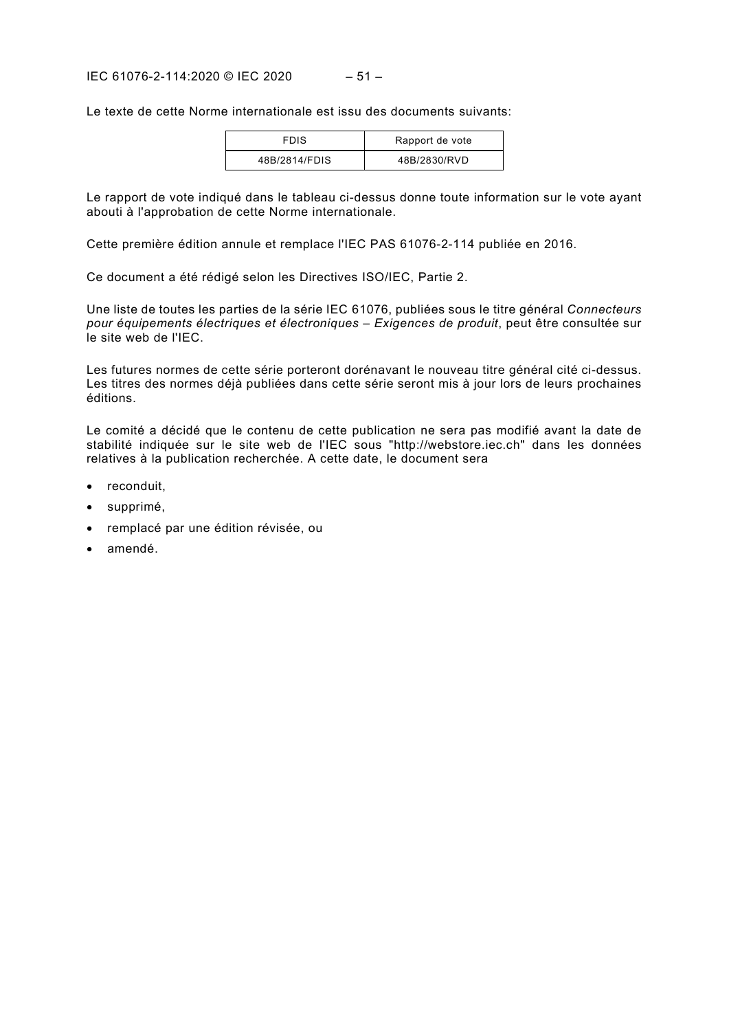Le texte de cette Norme internationale est issu des documents suivants:

| FDIS | Rapport de vote |
|---|---|
| 48B/2814/FDIS | 48B/2830/RVD |

Le rapport de vote indiqué dans le tableau ci-dessus donne toute information sur le vote ayant abouti à l'approbation de cette Norme internationale.

Cette première édition annule et remplace l'IEC PAS 61076-2-114 publiée en 2016.

Ce document a été rédigé selon les Directives ISO/IEC, Partie 2.

Une liste de toutes les parties de la série IEC 61076, publiées sous le titre général *Connecteurs pour équipements électriques et électroniques – Exigences de produit*, peut être consultée sur le site web de l'IEC.

Les futures normes de cette série porteront dorénavant le nouveau titre général cité ci-dessus. Les titres des normes déjà publiées dans cette série seront mis à jour lors de leurs prochaines éditions.

Le comité a décidé que le contenu de cette publication ne sera pas modifié avant la date de stabilité indiquée sur le site web de l'IEC sous "http://webstore.iec.ch" dans les données relatives à la publication recherchée. A cette date, le document sera

- reconduit,
- supprimé,
- remplacé par une édition révisée, ou
- amendé.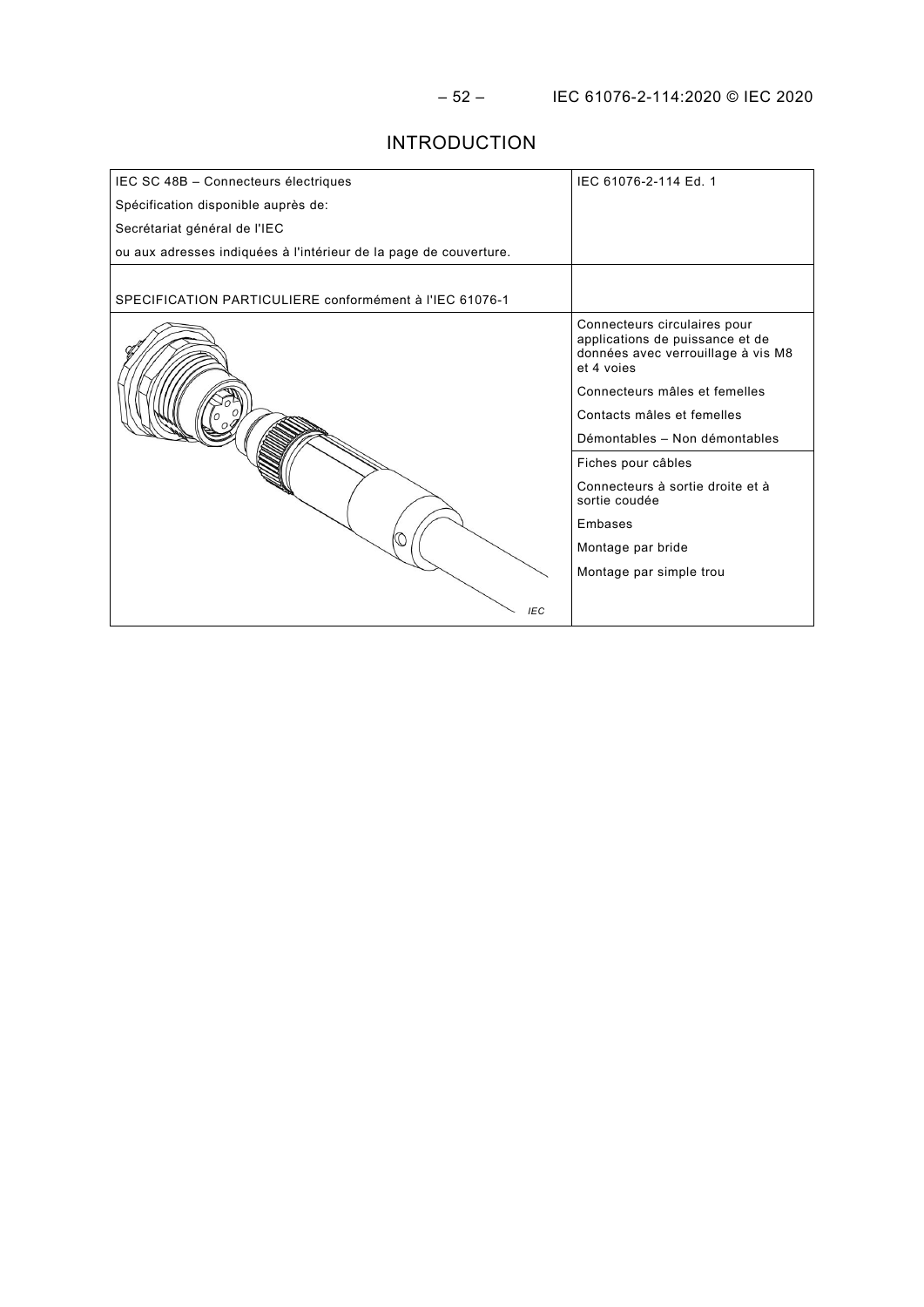# INTRODUCTION

| IEC SC 48B – Connecteurs électriques<br>Spécification disponible auprès de:<br>Secrétariat général de l'IEC<br>ou aux adresses indiquées à l'intérieur de la page de couverture. | IEC 61076-2-114 Ed. 1 |
|---|---|
| SPECIFICATION PARTICULIERE conformément à l'IEC 61076-1 | |
| IEC | Connecteurs circulaires pour applications de puissance et de données avec verrouillage à vis M8 et 4 voies<br>Connecteurs mâles et femelles<br>Contacts mâles et femelles<br>Démontables – Non démontables<br>Fiches pour câbles<br>Connecteurs à sortie droite et à sortie coudée<br>Embases<br>Montage par bride<br>Montage par simple trou |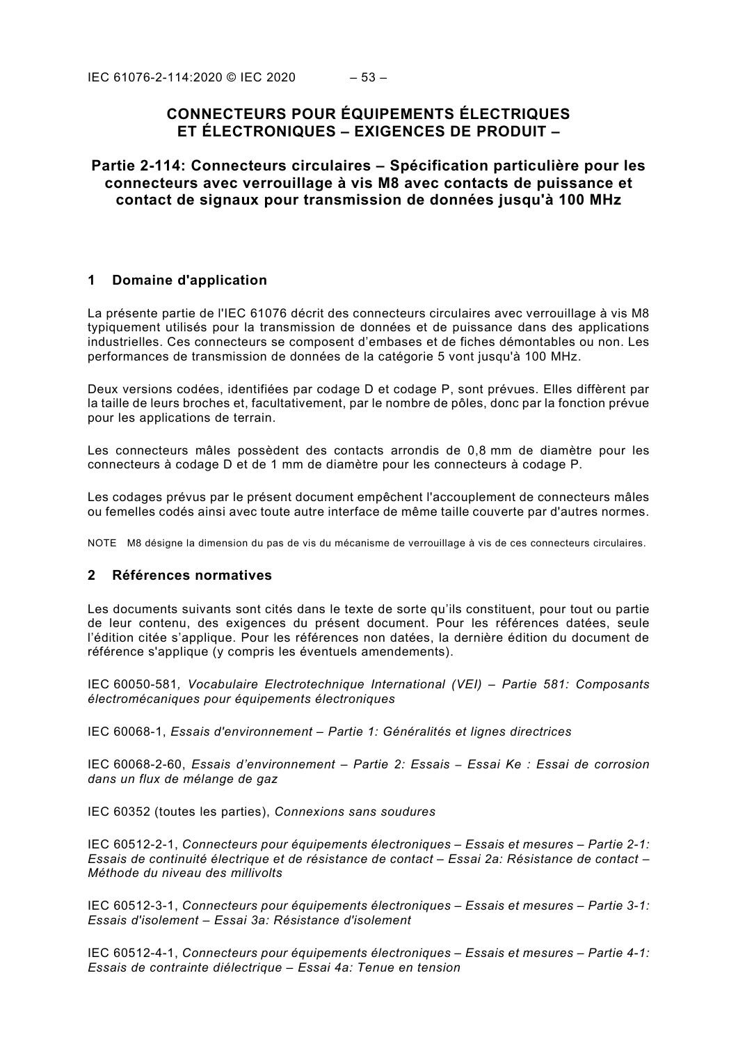# CONNECTEURS POUR ÉQUIPEMENTS ÉLECTRIQUES ET ÉLECTRONIQUES – EXIGENCES DE PRODUIT –

## Partie 2-114: Connecteurs circulaires – Spécification particulière pour les connecteurs avec verrouillage à vis M8 avec contacts de puissance et contact de signaux pour transmission de données jusqu'à 100 MHz

## 1 Domaine d'application

La présente partie de l'IEC 61076 décrit des connecteurs circulaires avec verrouillage à vis M8 typiquement utilisés pour la transmission de données et de puissance dans des applications industrielles. Ces connecteurs se composent d'embases et de fiches démontables ou non. Les performances de transmission de données de la catégorie 5 vont jusqu'à 100 MHz.

Deux versions codées, identifiées par codage D et codage P, sont prévues. Elles diffèrent par la taille de leurs broches et, facultativement, par le nombre de pôles, donc par la fonction prévue pour les applications de terrain.

Les connecteurs mâles possèdent des contacts arrondis de 0,8 mm de diamètre pour les connecteurs à codage D et de 1 mm de diamètre pour les connecteurs à codage P.

Les codages prévus par le présent document empêchent l'accouplement de connecteurs mâles ou femelles codés ainsi avec toute autre interface de même taille couverte par d'autres normes.

NOTE M8 désigne la dimension du pas de vis du mécanisme de verrouillage à vis de ces connecteurs circulaires.

## 2 Références normatives

Les documents suivants sont cités dans le texte de sorte qu'ils constituent, pour tout ou partie de leur contenu, des exigences du présent document. Pour les références datées, seule l'édition citée s'applique. Pour les références non datées, la dernière édition du document de référence s'applique (y compris les éventuels amendements).

IEC 60050-581, *Vocabulaire Electrotechnique International (VEI) – Partie 581: Composants électromécaniques pour équipements électroniques*

IEC 60068-1, *Essais d'environnement – Partie 1: Généralités et lignes directrices*

IEC 60068-2-60, *Essais d'environnement – Partie 2: Essais – Essai Ke : Essai de corrosion dans un flux de mélange de gaz*

IEC 60352 (toutes les parties), *Connexions sans soudures*

IEC 60512-2-1, *Connecteurs pour équipements électroniques – Essais et mesures – Partie 2-1: Essais de continuité électrique et de résistance de contact – Essai 2a: Résistance de contact – Méthode du niveau des millivolts*

IEC 60512-3-1, *Connecteurs pour équipements électroniques – Essais et mesures – Partie 3-1: Essais d'isolement – Essai 3a: Résistance d'isolement*

IEC 60512-4-1, *Connecteurs pour équipements électroniques – Essais et mesures – Partie 4-1: Essais de contrainte diélectrique – Essai 4a: Tenue en tension*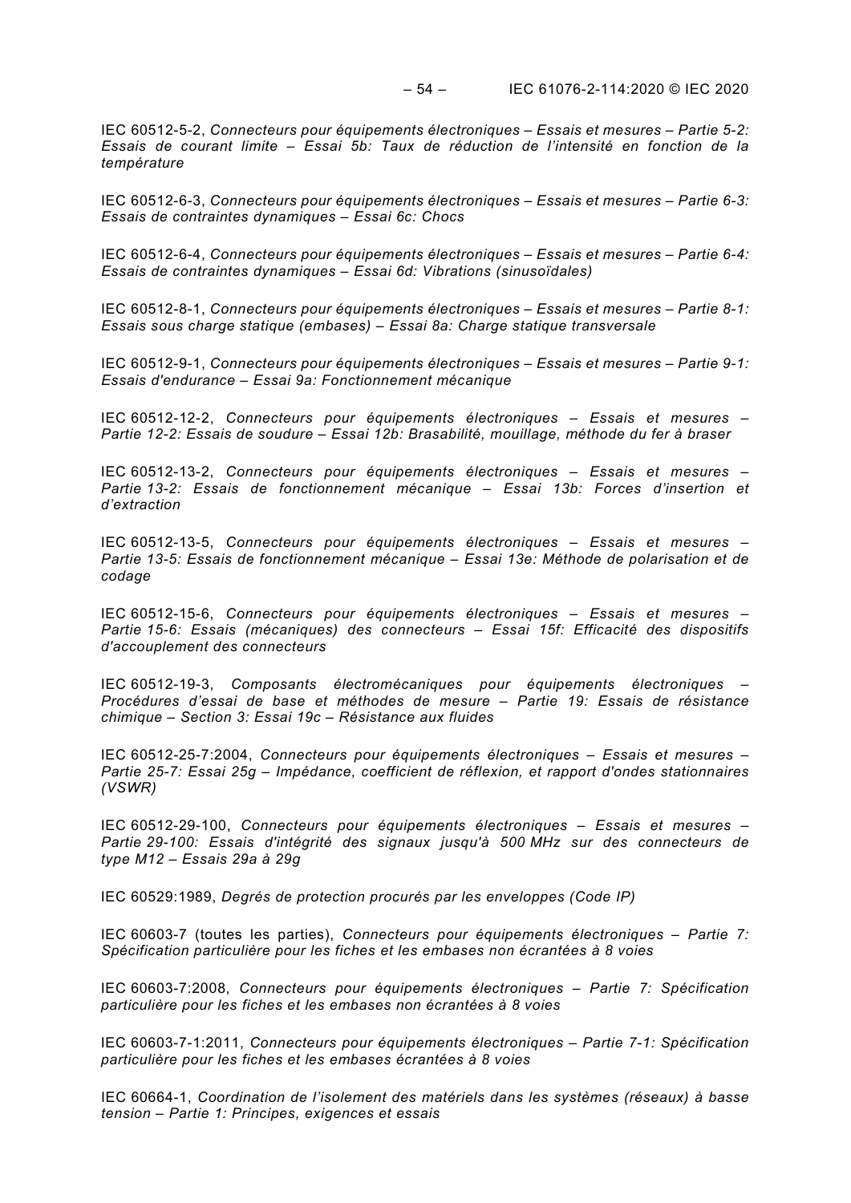IEC 60512-5-2, *Connecteurs pour équipements électroniques – Essais et mesures – Partie 5-2: Essais de courant limite – Essai 5b: Taux de réduction de l'intensité en fonction de la température*

IEC 60512-6-3, *Connecteurs pour équipements électroniques – Essais et mesures – Partie 6-3: Essais de contraintes dynamiques – Essai 6c: Chocs*

IEC 60512-6-4, *Connecteurs pour équipements électroniques – Essais et mesures – Partie 6-4: Essais de contraintes dynamiques – Essai 6d: Vibrations (sinusoïdales)*

IEC 60512-8-1, *Connecteurs pour équipements électroniques – Essais et mesures – Partie 8-1: Essais sous charge statique (embases) – Essai 8a: Charge statique transversale*

IEC 60512-9-1, *Connecteurs pour équipements électroniques – Essais et mesures – Partie 9-1: Essais d'endurance – Essai 9a: Fonctionnement mécanique*

IEC 60512-12-2, *Connecteurs pour équipements électroniques – Essais et mesures – Partie 12-2: Essais de soudure – Essai 12b: Brasabilité, mouillage, méthode du fer à braser*

IEC 60512-13-2, *Connecteurs pour équipements électroniques – Essais et mesures – Partie 13-2: Essais de fonctionnement mécanique – Essai 13b: Forces d'insertion et d'extraction*

IEC 60512-13-5, *Connecteurs pour équipements électroniques – Essais et mesures – Partie 13-5: Essais de fonctionnement mécanique – Essai 13e: Méthode de polarisation et de codage*

IEC 60512-15-6, *Connecteurs pour équipements électroniques – Essais et mesures – Partie 15-6: Essais (mécaniques) des connecteurs – Essai 15f: Efficacité des dispositifs d'accouplement des connecteurs*

IEC 60512-19-3, *Composants électromécaniques pour équipements électroniques – Procédures d'essai de base et méthodes de mesure – Partie 19: Essais de résistance chimique – Section 3: Essai 19c – Résistance aux fluides*

IEC 60512-25-7:2004, *Connecteurs pour équipements électroniques – Essais et mesures – Partie 25-7: Essai 25g – Impédance, coefficient de réflexion, et rapport d'ondes stationnaires (VSWR)*

IEC 60512-29-100, *Connecteurs pour équipements électroniques – Essais et mesures – Partie 29-100: Essais d'intégrité des signaux jusqu'à 500 MHz sur des connecteurs de type M12 – Essais 29a à 29g*

IEC 60529:1989, *Degrés de protection procurés par les enveloppes (Code IP)*

IEC 60603-7 (toutes les parties), *Connecteurs pour équipements électroniques – Partie 7: Spécification particulière pour les fiches et les embases non écrantées à 8 voies*

IEC 60603-7:2008, *Connecteurs pour équipements électroniques – Partie 7: Spécification particulière pour les fiches et les embases non écrantées à 8 voies*

IEC 60603-7-1:2011, *Connecteurs pour équipements électroniques – Partie 7-1: Spécification particulière pour les fiches et les embases écrantées à 8 voies*

IEC 60664-1, *Coordination de l'isolement des matériels dans les systèmes (réseaux) à basse tension – Partie 1: Principes, exigences et essais*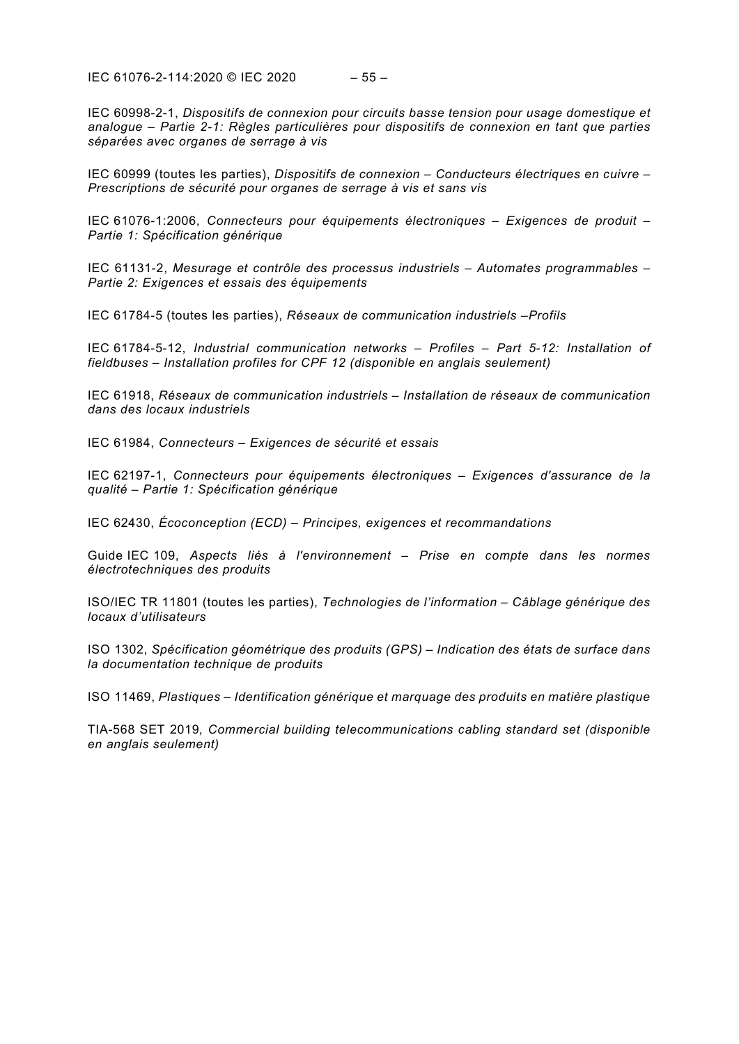IEC 60998-2-1, *Dispositifs de connexion pour circuits basse tension pour usage domestique et analogue – Partie 2-1: Règles particulières pour dispositifs de connexion en tant que parties séparées avec organes de serrage à vis*

IEC 60999 (toutes les parties), *Dispositifs de connexion – Conducteurs électriques en cuivre – Prescriptions de sécurité pour organes de serrage à vis et sans vis*

IEC 61076-1:2006, *Connecteurs pour équipements électroniques – Exigences de produit – Partie 1: Spécification générique*

IEC 61131-2, *Mesurage et contrôle des processus industriels – Automates programmables – Partie 2: Exigences et essais des équipements*

IEC 61784-5 (toutes les parties), *Réseaux de communication industriels –Profils*

IEC 61784-5-12, *Industrial communication networks – Profiles – Part 5-12: Installation of fieldbuses – Installation profiles for CPF 12 (disponible en anglais seulement)*

IEC 61918, *Réseaux de communication industriels – Installation de réseaux de communication dans des locaux industriels*

IEC 61984, *Connecteurs – Exigences de sécurité et essais*

IEC 62197-1, *Connecteurs pour équipements électroniques – Exigences d'assurance de la qualité – Partie 1: Spécification générique*

IEC 62430, *Écoconception (ECD) – Principes, exigences et recommandations*

Guide IEC 109, *Aspects liés à l'environnement – Prise en compte dans les normes électrotechniques des produits*

ISO/IEC TR 11801 (toutes les parties), *Technologies de l'information – Câblage générique des locaux d'utilisateurs*

ISO 1302, *Spécification géométrique des produits (GPS) – Indication des états de surface dans la documentation technique de produits*

ISO 11469, *Plastiques – Identification générique et marquage des produits en matière plastique*

TIA-568 SET 2019*, Commercial building telecommunications cabling standard set (disponible en anglais seulement)*